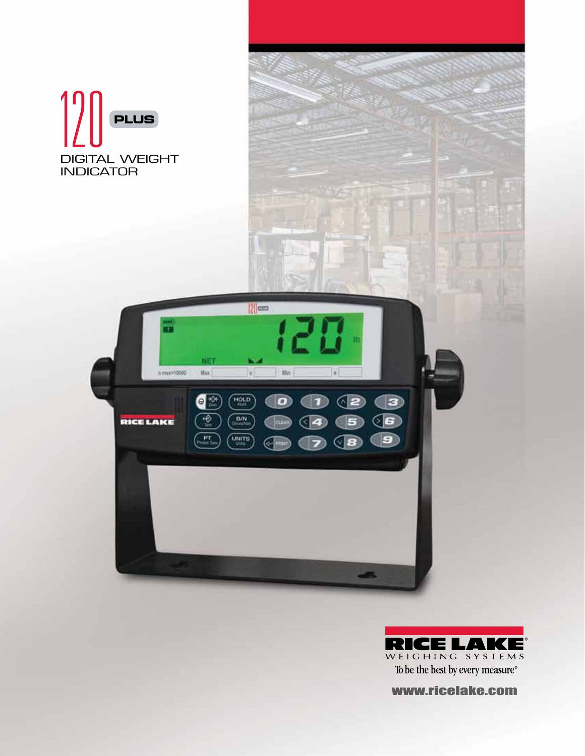# 120 PLUS

DIGITAL WEIGHT INDICATOR

RICE LAKE WEIGHING SYSTEMS

To be the best by every measure®

www.ricelake.com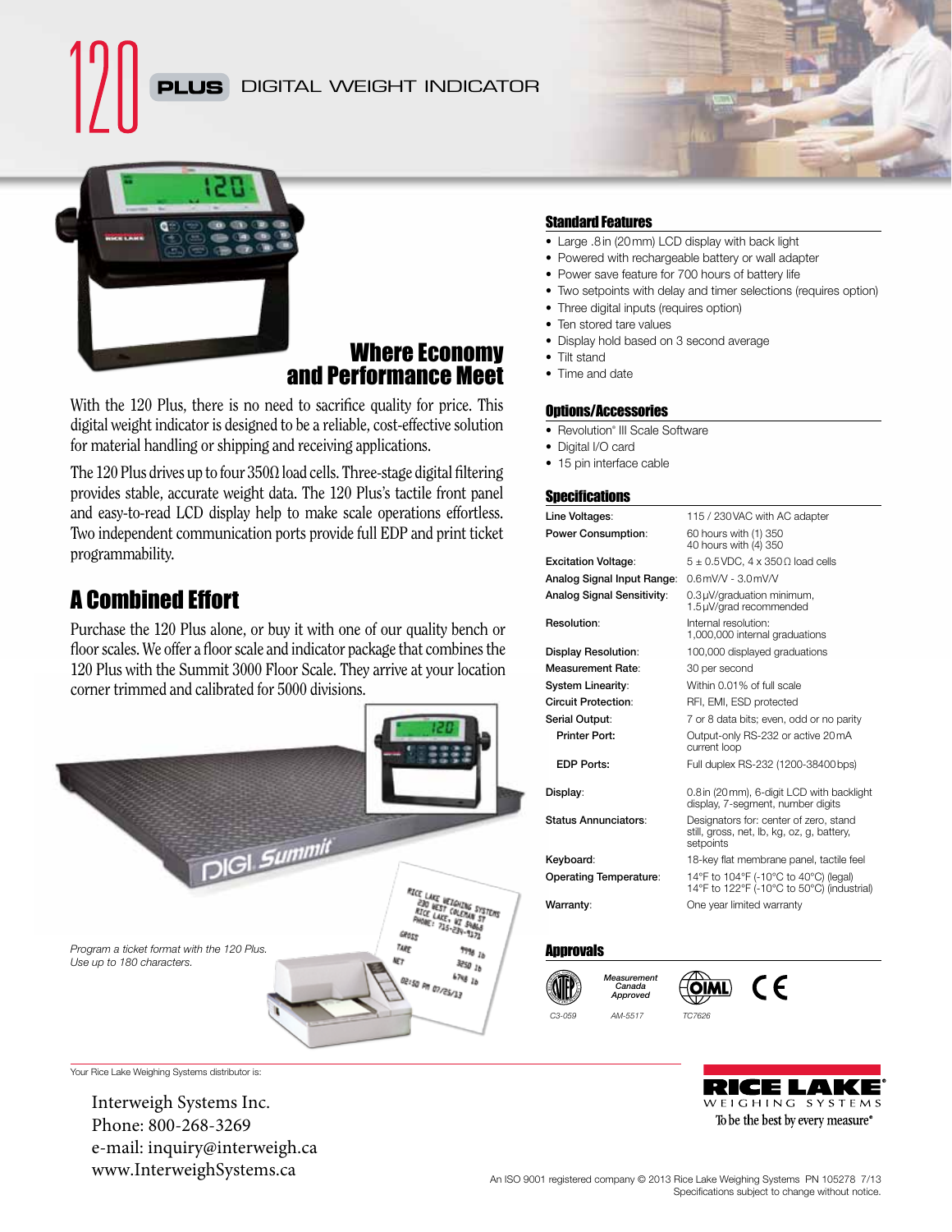# 120 PLUS DIGITAL WEIGHT INDICATOR

## Where Economy and Performance Meet

With the 120 Plus, there is no need to sacrifice quality for price. This digital weight indicator is designed to be a reliable, cost-effective solution for material handling or shipping and receiving applications.

The 120 Plus drives up to four 350Ω load cells. Three-stage digital filtering provides stable, accurate weight data. The 120 Plus's tactile front panel and easy-to-read LCD display help to make scale operations effortless. Two independent communication ports provide full EDP and print ticket programmability.

## A Combined Effort

Purchase the 120 Plus alone, or buy it with one of our quality bench or floor scales. We offer a floor scale and indicator package that combines the 120 Plus with the Summit 3000 Floor Scale. They arrive at your location corner trimmed and calibrated for 5000 divisions.

*Program a ticket format with the 120 Plus. Use up to 180 characters.*

## Standard Features

- Large .8in (20mm) LCD display with back light
- Powered with rechargeable battery or wall adapter
- Power save feature for 700 hours of battery life
- Two setpoints with delay and timer selections (requires option)
- Three digital inputs (requires option)
- Ten stored tare values
- Display hold based on 3 second average
- Tilt stand
- Time and date

## Options/Accessories

- Revolution® III Scale Software
- Digital I/O card
- 15 pin interface cable

## Specifications

| | |
|---|---|
| **Line Voltages:** | 115 / 230VAC with AC adapter |
| **Power Consumption:** | 60 hours with (1) 350<br>40 hours with (4) 350 |
| **Excitation Voltage:** | 5 ± 0.5VDC, 4 x 350Ω load cells |
| **Analog Signal Input Range:** | 0.6mV/V - 3.0mV/V |
| **Analog Signal Sensitivity:** | 0.3μV/graduation minimum, 1.5μV/grad recommended |
| **Resolution:** | Internal resolution: 1,000,000 internal graduations |
| **Display Resolution:** | 100,000 displayed graduations |
| **Measurement Rate:** | 30 per second |
| **System Linearity:** | Within 0.01% of full scale |
| **Circuit Protection:** | RFI, EMI, ESD protected |
| **Serial Output:** | 7 or 8 data bits; even, odd or no parity |
| **Printer Port:** | Output-only RS-232 or active 20mA current loop |
| **EDP Ports:** | Full duplex RS-232 (1200-38400bps) |
| **Display:** | 0.8in (20mm), 6-digit LCD with backlight display, 7-segment, number digits |
| **Status Annunciators:** | Designators for: center of zero, stand still, gross, net, lb, kg, oz, g, battery, setpoints |
| **Keyboard:** | 18-key flat membrane panel, tactile feel |
| **Operating Temperature:** | 14°F to 104°F (-10°C to 40°C) (legal)<br>14°F to 122°F (-10°C to 50°C) (industrial) |
| **Warranty:** | One year limited warranty |

## Approvals

NTEP C3-059 — Measurement Canada Approved AM-5517 — OIML TC7626 — CE

Your Rice Lake Weighing Systems distributor is:

Interweigh Systems Inc.
Phone: 800-268-3269
e-mail: inquiry@interweigh.ca
www.InterweighSystems.ca

RICE LAKE WEIGHING SYSTEMS
To be the best by every measure®

An ISO 9001 registered company © 2013 Rice Lake Weighing Systems PN 105278 7/13
Specifications subject to change without notice.